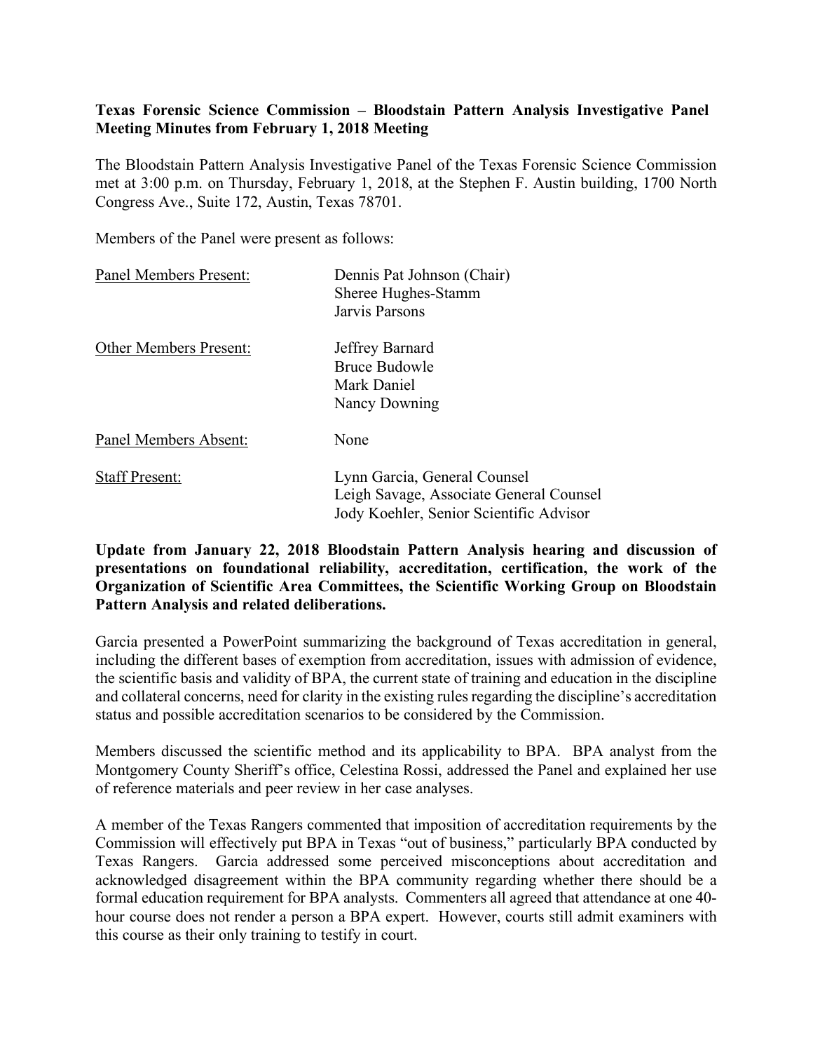**Texas Forensic Science Commission – Bloodstain Pattern Analysis Investigative Panel Meeting Minutes from February 1, 2018 Meeting**

The Bloodstain Pattern Analysis Investigative Panel of the Texas Forensic Science Commission met at 3:00 p.m. on Thursday, February 1, 2018, at the Stephen F. Austin building, 1700 North Congress Ave., Suite 172, Austin, Texas 78701.

Members of the Panel were present as follows:

| | |
|---|---|
| Panel Members Present: | Dennis Pat Johnson (Chair)<br>Sheree Hughes-Stamm<br>Jarvis Parsons |
| Other Members Present: | Jeffrey Barnard<br>Bruce Budowle<br>Mark Daniel<br>Nancy Downing |
| Panel Members Absent: | None |
| Staff Present: | Lynn Garcia, General Counsel<br>Leigh Savage, Associate General Counsel<br>Jody Koehler, Senior Scientific Advisor |

**Update from January 22, 2018 Bloodstain Pattern Analysis hearing and discussion of presentations on foundational reliability, accreditation, certification, the work of the Organization of Scientific Area Committees, the Scientific Working Group on Bloodstain Pattern Analysis and related deliberations.**

Garcia presented a PowerPoint summarizing the background of Texas accreditation in general, including the different bases of exemption from accreditation, issues with admission of evidence, the scientific basis and validity of BPA, the current state of training and education in the discipline and collateral concerns, need for clarity in the existing rules regarding the discipline's accreditation status and possible accreditation scenarios to be considered by the Commission.

Members discussed the scientific method and its applicability to BPA. BPA analyst from the Montgomery County Sheriff's office, Celestina Rossi, addressed the Panel and explained her use of reference materials and peer review in her case analyses.

A member of the Texas Rangers commented that imposition of accreditation requirements by the Commission will effectively put BPA in Texas "out of business," particularly BPA conducted by Texas Rangers. Garcia addressed some perceived misconceptions about accreditation and acknowledged disagreement within the BPA community regarding whether there should be a formal education requirement for BPA analysts. Commenters all agreed that attendance at one 40-hour course does not render a person a BPA expert. However, courts still admit examiners with this course as their only training to testify in court.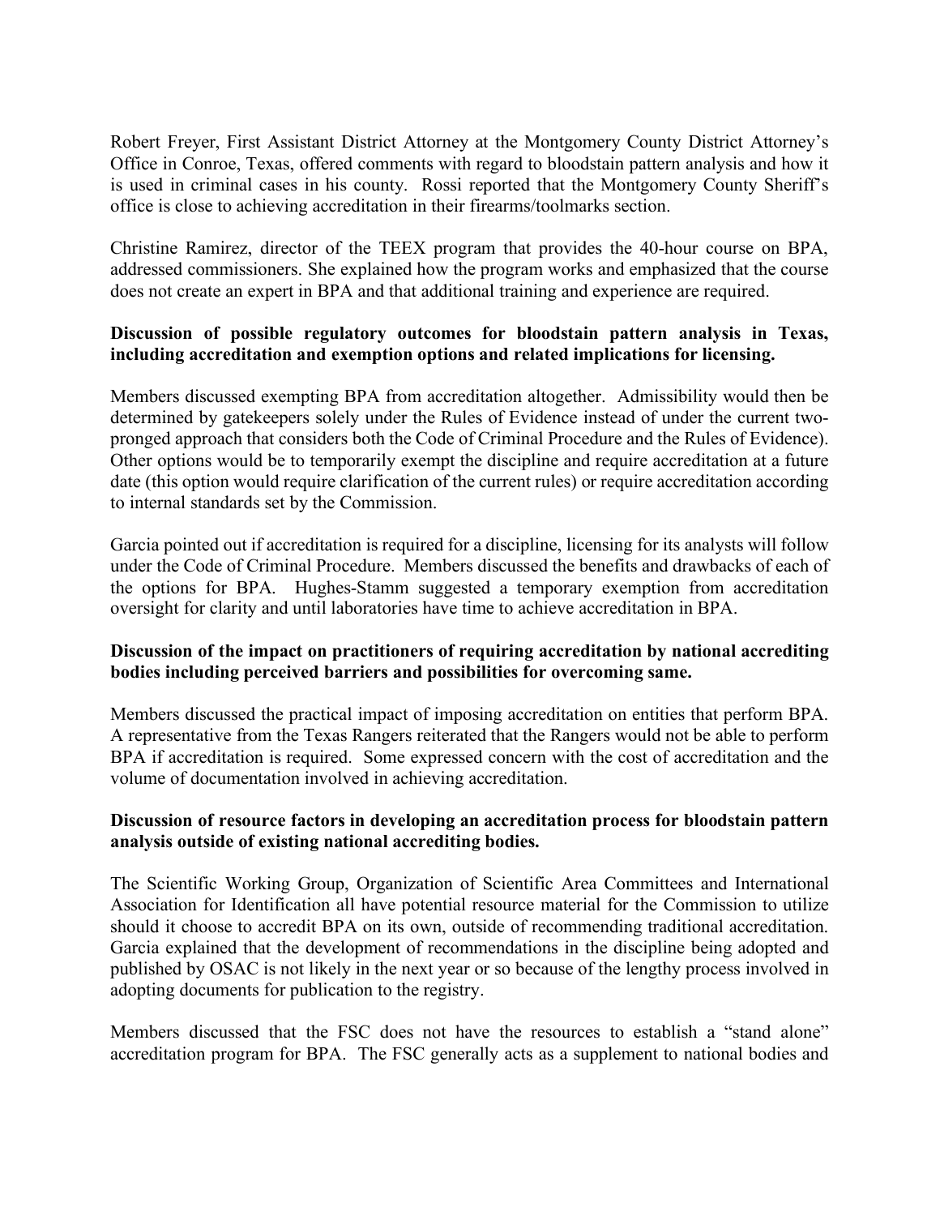Robert Freyer, First Assistant District Attorney at the Montgomery County District Attorney's Office in Conroe, Texas, offered comments with regard to bloodstain pattern analysis and how it is used in criminal cases in his county. Rossi reported that the Montgomery County Sheriff's office is close to achieving accreditation in their firearms/toolmarks section.

Christine Ramirez, director of the TEEX program that provides the 40-hour course on BPA, addressed commissioners. She explained how the program works and emphasized that the course does not create an expert in BPA and that additional training and experience are required.

**Discussion of possible regulatory outcomes for bloodstain pattern analysis in Texas, including accreditation and exemption options and related implications for licensing.**

Members discussed exempting BPA from accreditation altogether. Admissibility would then be determined by gatekeepers solely under the Rules of Evidence instead of under the current two-pronged approach that considers both the Code of Criminal Procedure and the Rules of Evidence). Other options would be to temporarily exempt the discipline and require accreditation at a future date (this option would require clarification of the current rules) or require accreditation according to internal standards set by the Commission.

Garcia pointed out if accreditation is required for a discipline, licensing for its analysts will follow under the Code of Criminal Procedure. Members discussed the benefits and drawbacks of each of the options for BPA. Hughes-Stamm suggested a temporary exemption from accreditation oversight for clarity and until laboratories have time to achieve accreditation in BPA.

**Discussion of the impact on practitioners of requiring accreditation by national accrediting bodies including perceived barriers and possibilities for overcoming same.**

Members discussed the practical impact of imposing accreditation on entities that perform BPA. A representative from the Texas Rangers reiterated that the Rangers would not be able to perform BPA if accreditation is required. Some expressed concern with the cost of accreditation and the volume of documentation involved in achieving accreditation.

**Discussion of resource factors in developing an accreditation process for bloodstain pattern analysis outside of existing national accrediting bodies.**

The Scientific Working Group, Organization of Scientific Area Committees and International Association for Identification all have potential resource material for the Commission to utilize should it choose to accredit BPA on its own, outside of recommending traditional accreditation. Garcia explained that the development of recommendations in the discipline being adopted and published by OSAC is not likely in the next year or so because of the lengthy process involved in adopting documents for publication to the registry.

Members discussed that the FSC does not have the resources to establish a "stand alone" accreditation program for BPA. The FSC generally acts as a supplement to national bodies and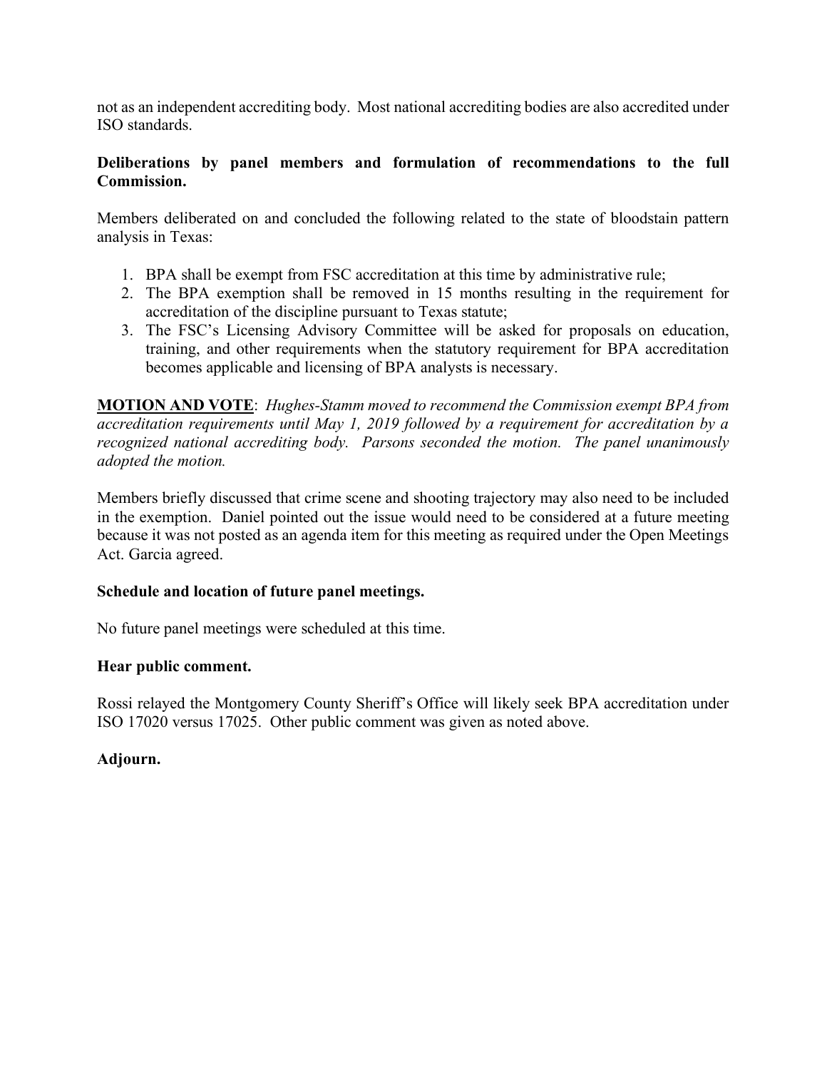not as an independent accrediting body. Most national accrediting bodies are also accredited under ISO standards.

**Deliberations by panel members and formulation of recommendations to the full Commission.**

Members deliberated on and concluded the following related to the state of bloodstain pattern analysis in Texas:

1. BPA shall be exempt from FSC accreditation at this time by administrative rule;
2. The BPA exemption shall be removed in 15 months resulting in the requirement for accreditation of the discipline pursuant to Texas statute;
3. The FSC's Licensing Advisory Committee will be asked for proposals on education, training, and other requirements when the statutory requirement for BPA accreditation becomes applicable and licensing of BPA analysts is necessary.

**<u>MOTION AND VOTE</u>**: *Hughes-Stamm moved to recommend the Commission exempt BPA from accreditation requirements until May 1, 2019 followed by a requirement for accreditation by a recognized national accrediting body. Parsons seconded the motion. The panel unanimously adopted the motion.*

Members briefly discussed that crime scene and shooting trajectory may also need to be included in the exemption. Daniel pointed out the issue would need to be considered at a future meeting because it was not posted as an agenda item for this meeting as required under the Open Meetings Act. Garcia agreed.

**Schedule and location of future panel meetings.**

No future panel meetings were scheduled at this time.

**Hear public comment.**

Rossi relayed the Montgomery County Sheriff's Office will likely seek BPA accreditation under ISO 17020 versus 17025. Other public comment was given as noted above.

**Adjourn.**